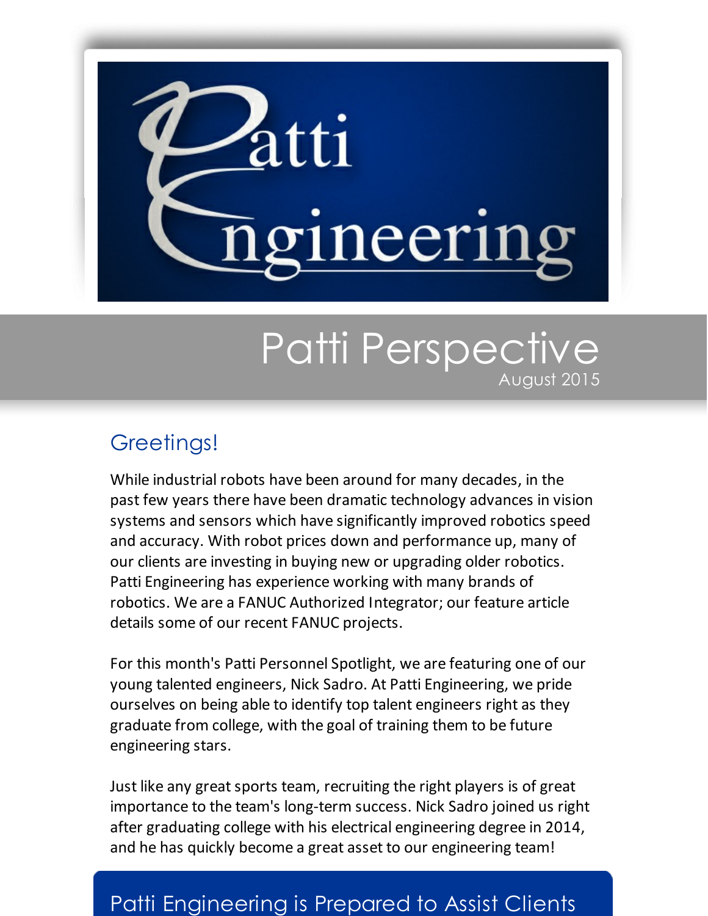# Patti Engineering

## Patti Perspective

August 2015

## Greetings!

While industrial robots have been around for many decades, in the past few years there have been dramatic technology advances in vision systems and sensors which have significantly improved robotics speed and accuracy. With robot prices down and performance up, many of our clients are investing in buying new or upgrading older robotics. Patti Engineering has experience working with many brands of robotics. We are a FANUC Authorized Integrator; our feature article details some of our recent FANUC projects.

For this month's Patti Personnel Spotlight, we are featuring one of our young talented engineers, Nick Sadro. At Patti Engineering, we pride ourselves on being able to identify top talent engineers right as they graduate from college, with the goal of training them to be future engineering stars.

Just like any great sports team, recruiting the right players is of great importance to the team's long-term success. Nick Sadro joined us right after graduating college with his electrical engineering degree in 2014, and he has quickly become a great asset to our engineering team!

## Patti Engineering is Prepared to Assist Clients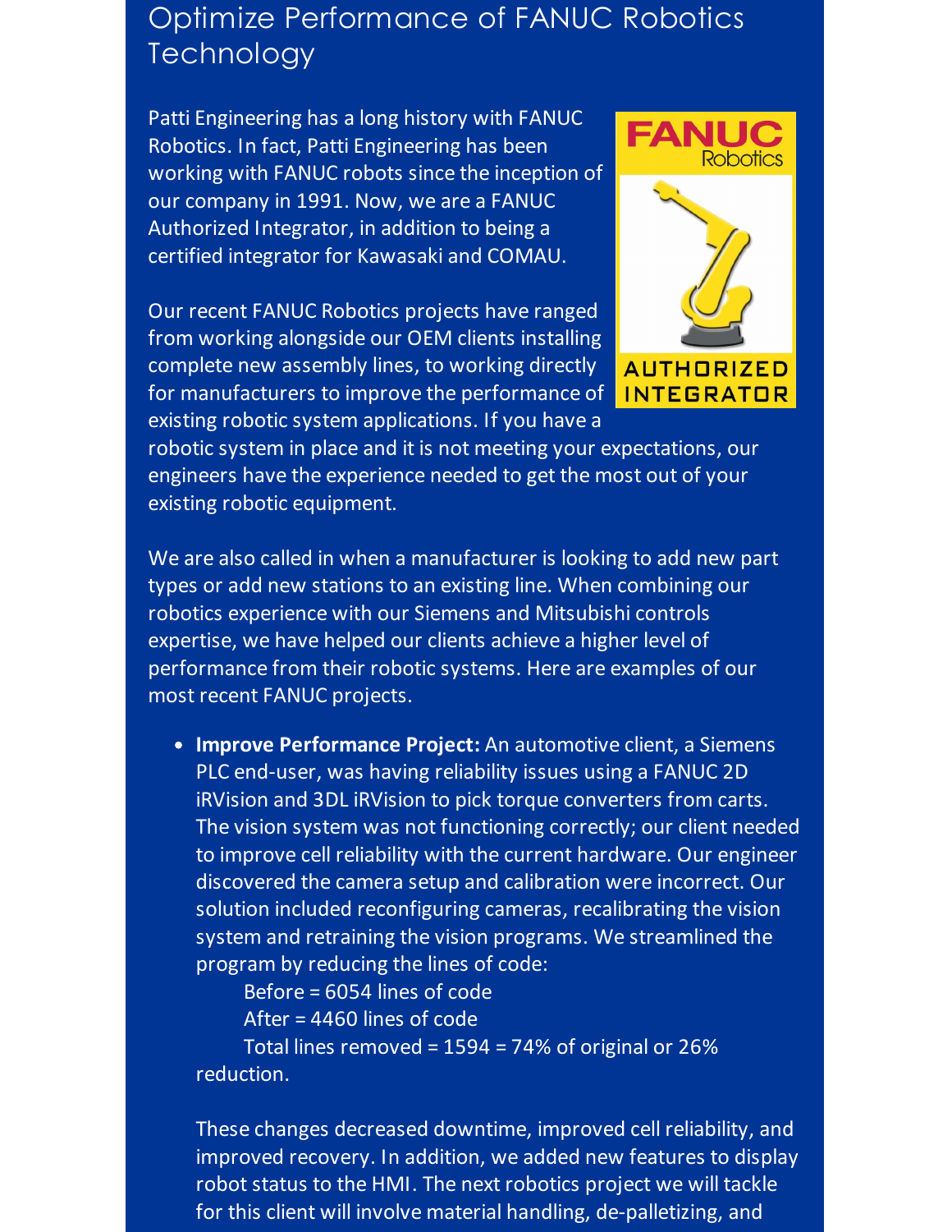# Optimize Performance of FANUC Robotics Technology

Patti Engineering has a long history with FANUC Robotics. In fact, Patti Engineering has been working with FANUC robots since the inception of our company in 1991. Now, we are a FANUC Authorized Integrator, in addition to being a certified integrator for Kawasaki and COMAU.

Our recent FANUC Robotics projects have ranged from working alongside our OEM clients installing complete new assembly lines, to working directly for manufacturers to improve the performance of existing robotic system applications. If you have a robotic system in place and it is not meeting your expectations, our engineers have the experience needed to get the most out of your existing robotic equipment.

We are also called in when a manufacturer is looking to add new part types or add new stations to an existing line. When combining our robotics experience with our Siemens and Mitsubishi controls expertise, we have helped our clients achieve a higher level of performance from their robotic systems. Here are examples of our most recent FANUC projects.

- **Improve Performance Project:** An automotive client, a Siemens PLC end-user, was having reliability issues using a FANUC 2D iRVision and 3DL iRVision to pick torque converters from carts. The vision system was not functioning correctly; our client needed to improve cell reliability with the current hardware. Our engineer discovered the camera setup and calibration were incorrect. Our solution included reconfiguring cameras, recalibrating the vision system and retraining the vision programs. We streamlined the program by reducing the lines of code:

  Before = 6054 lines of code
  After = 4460 lines of code
  Total lines removed = 1594 = 74% of original or 26% reduction.

  These changes decreased downtime, improved cell reliability, and improved recovery. In addition, we added new features to display robot status to the HMI. The next robotics project we will tackle for this client will involve material handling, de-palletizing, and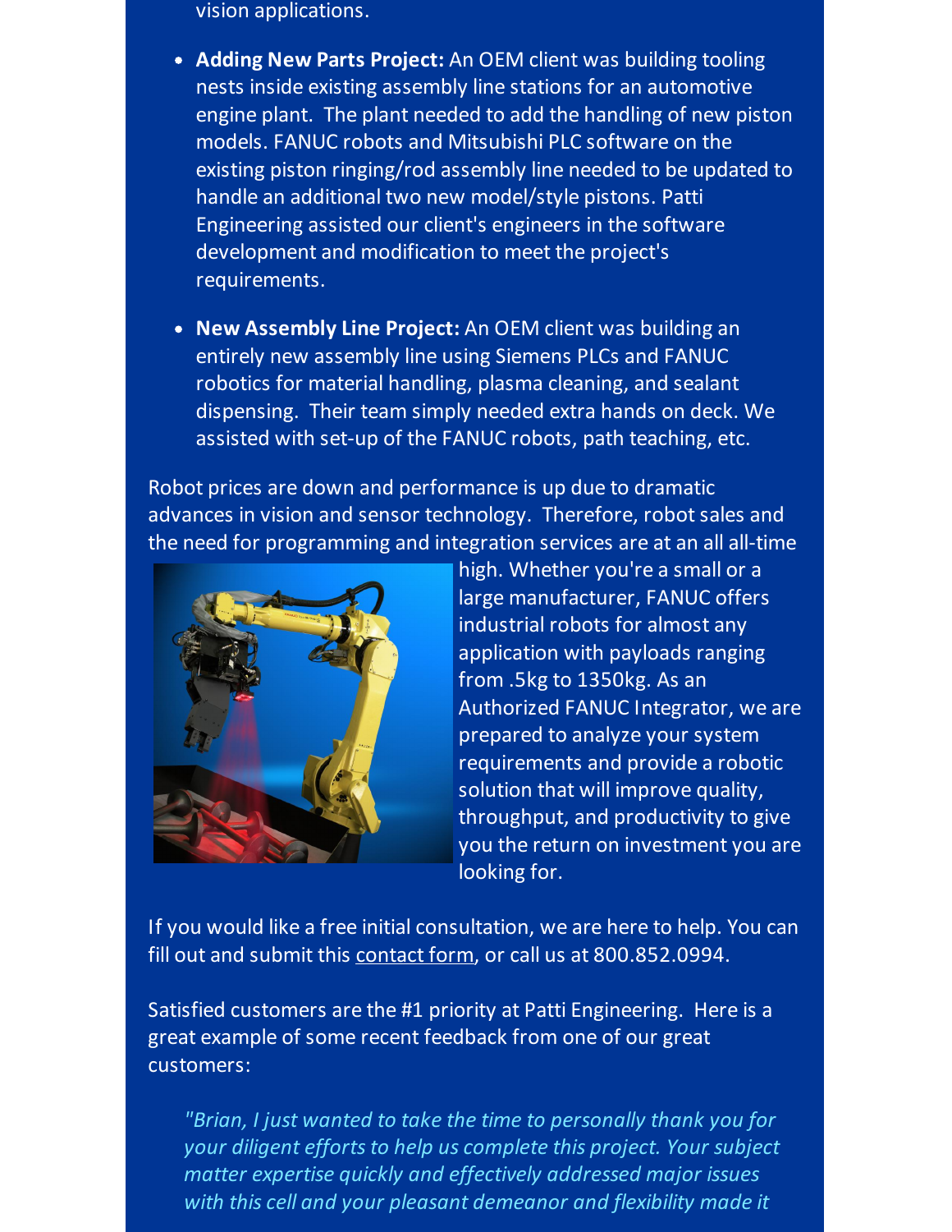vision applications.

- **Adding New Parts Project:** An OEM client was building tooling nests inside existing assembly line stations for an automotive engine plant. The plant needed to add the handling of new piston models. FANUC robots and Mitsubishi PLC software on the existing piston ringing/rod assembly line needed to be updated to handle an additional two new model/style pistons. Patti Engineering assisted our client's engineers in the software development and modification to meet the project's requirements.

- **New Assembly Line Project:** An OEM client was building an entirely new assembly line using Siemens PLCs and FANUC robotics for material handling, plasma cleaning, and sealant dispensing. Their team simply needed extra hands on deck. We assisted with set-up of the FANUC robots, path teaching, etc.

Robot prices are down and performance is up due to dramatic advances in vision and sensor technology. Therefore, robot sales and the need for programming and integration services are at an all all-time high. Whether you're a small or a large manufacturer, FANUC offers industrial robots for almost any application with payloads ranging from .5kg to 1350kg. As an Authorized FANUC Integrator, we are prepared to analyze your system requirements and provide a robotic solution that will improve quality, throughput, and productivity to give you the return on investment you are looking for.

If you would like a free initial consultation, we are here to help. You can fill out and submit this contact form, or call us at 800.852.0994.

Satisfied customers are the #1 priority at Patti Engineering. Here is a great example of some recent feedback from one of our great customers:

> *"Brian, I just wanted to take the time to personally thank you for your diligent efforts to help us complete this project. Your subject matter expertise quickly and effectively addressed major issues with this cell and your pleasant demeanor and flexibility made it*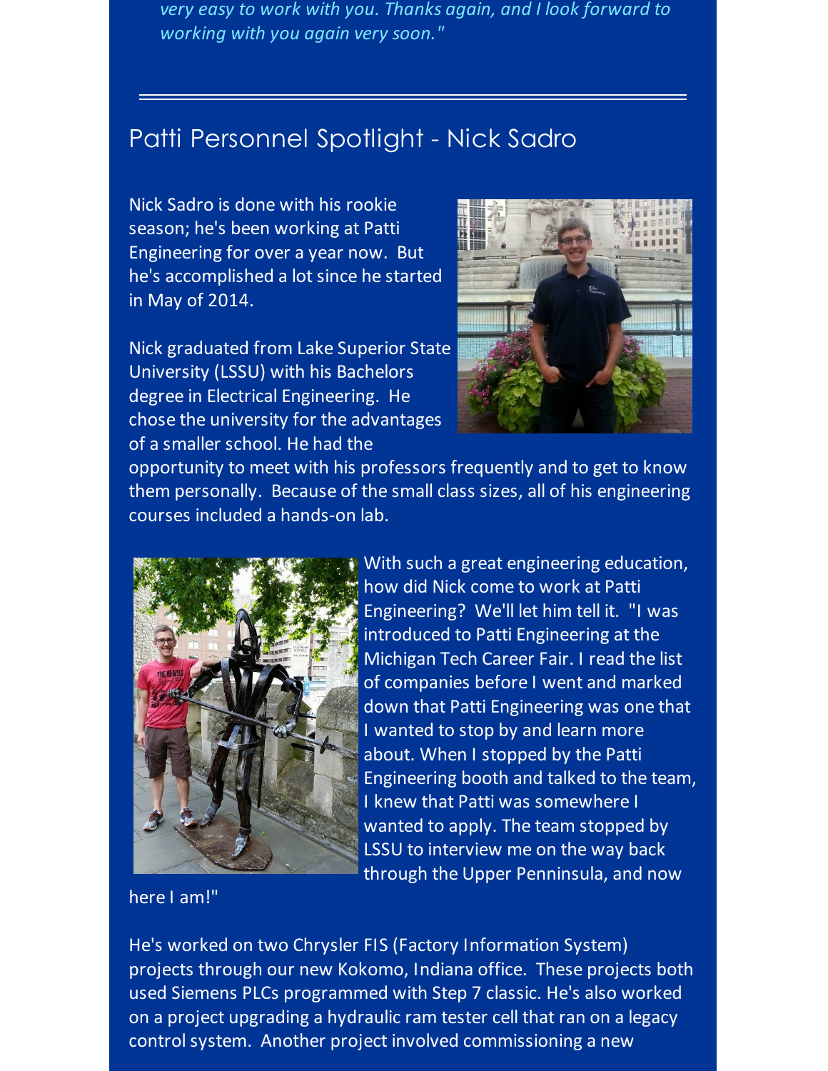*very easy to work with you. Thanks again, and I look forward to working with you again very soon."*

---

## Patti Personnel Spotlight - Nick Sadro

Nick Sadro is done with his rookie season; he's been working at Patti Engineering for over a year now. But he's accomplished a lot since he started in May of 2014.

Nick graduated from Lake Superior State University (LSSU) with his Bachelors degree in Electrical Engineering. He chose the university for the advantages of a smaller school. He had the opportunity to meet with his professors frequently and to get to know them personally. Because of the small class sizes, all of his engineering courses included a hands-on lab.

With such a great engineering education, how did Nick come to work at Patti Engineering? We'll let him tell it. "I was introduced to Patti Engineering at the Michigan Tech Career Fair. I read the list of companies before I went and marked down that Patti Engineering was one that I wanted to stop by and learn more about. When I stopped by the Patti Engineering booth and talked to the team, I knew that Patti was somewhere I wanted to apply. The team stopped by LSSU to interview me on the way back through the Upper Penninsula, and now here I am!"

He's worked on two Chrysler FIS (Factory Information System) projects through our new Kokomo, Indiana office. These projects both used Siemens PLCs programmed with Step 7 classic. He's also worked on a project upgrading a hydraulic ram tester cell that ran on a legacy control system. Another project involved commissioning a new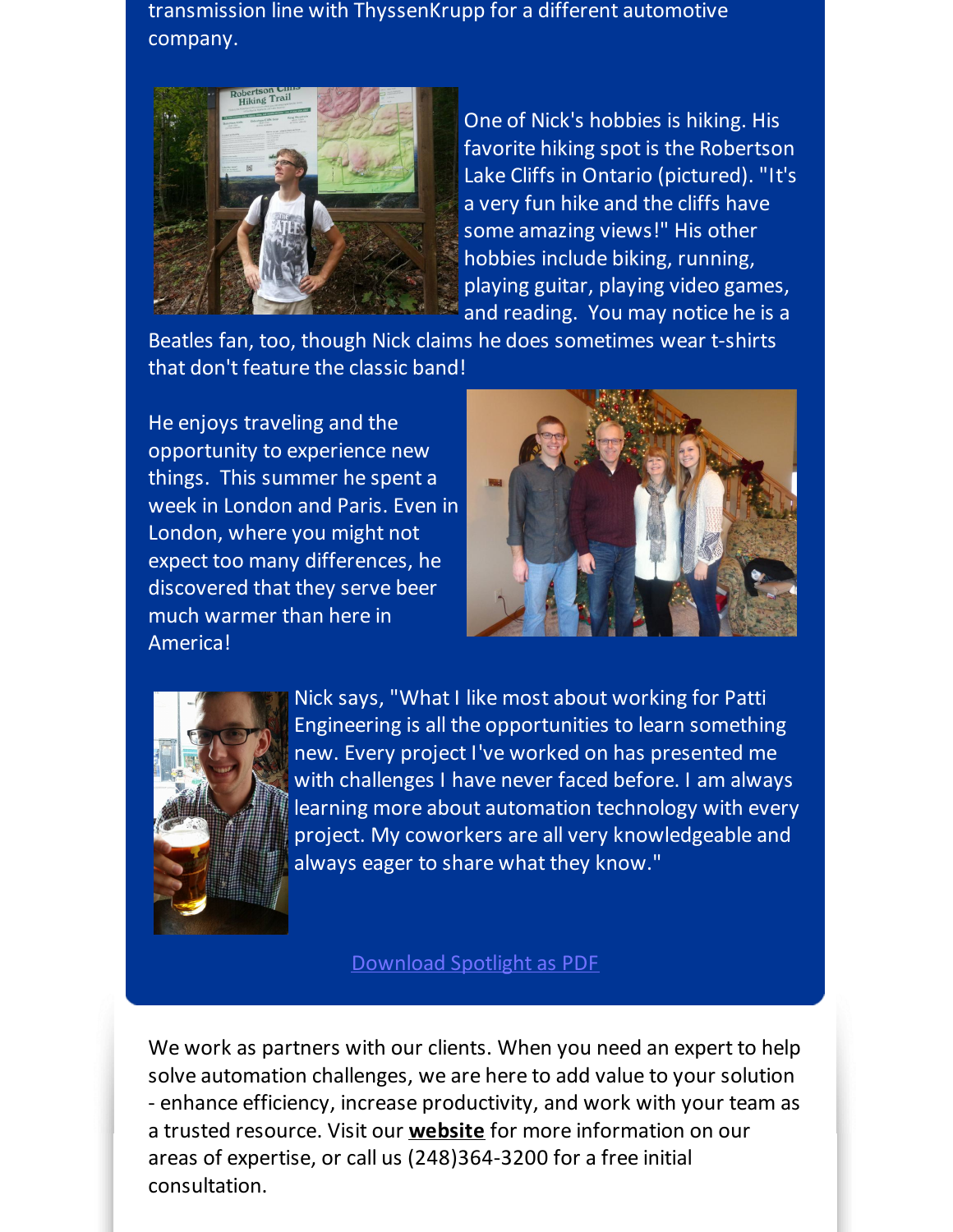transmission line with ThyssenKrupp for a different automotive company.

One of Nick's hobbies is hiking. His favorite hiking spot is the Robertson Lake Cliffs in Ontario (pictured). "It's a very fun hike and the cliffs have some amazing views!" His other hobbies include biking, running, playing guitar, playing video games, and reading. You may notice he is a Beatles fan, too, though Nick claims he does sometimes wear t-shirts that don't feature the classic band!

He enjoys traveling and the opportunity to experience new things. This summer he spent a week in London and Paris. Even in London, where you might not expect too many differences, he discovered that they serve beer much warmer than here in America!

Nick says, "What I like most about working for Patti Engineering is all the opportunities to learn something new. Every project I've worked on has presented me with challenges I have never faced before. I am always learning more about automation technology with every project. My coworkers are all very knowledgeable and always eager to share what they know."

Download Spotlight as PDF

We work as partners with our clients. When you need an expert to help solve automation challenges, we are here to add value to your solution - enhance efficiency, increase productivity, and work with your team as a trusted resource. Visit our **website** for more information on our areas of expertise, or call us (248)364-3200 for a free initial consultation.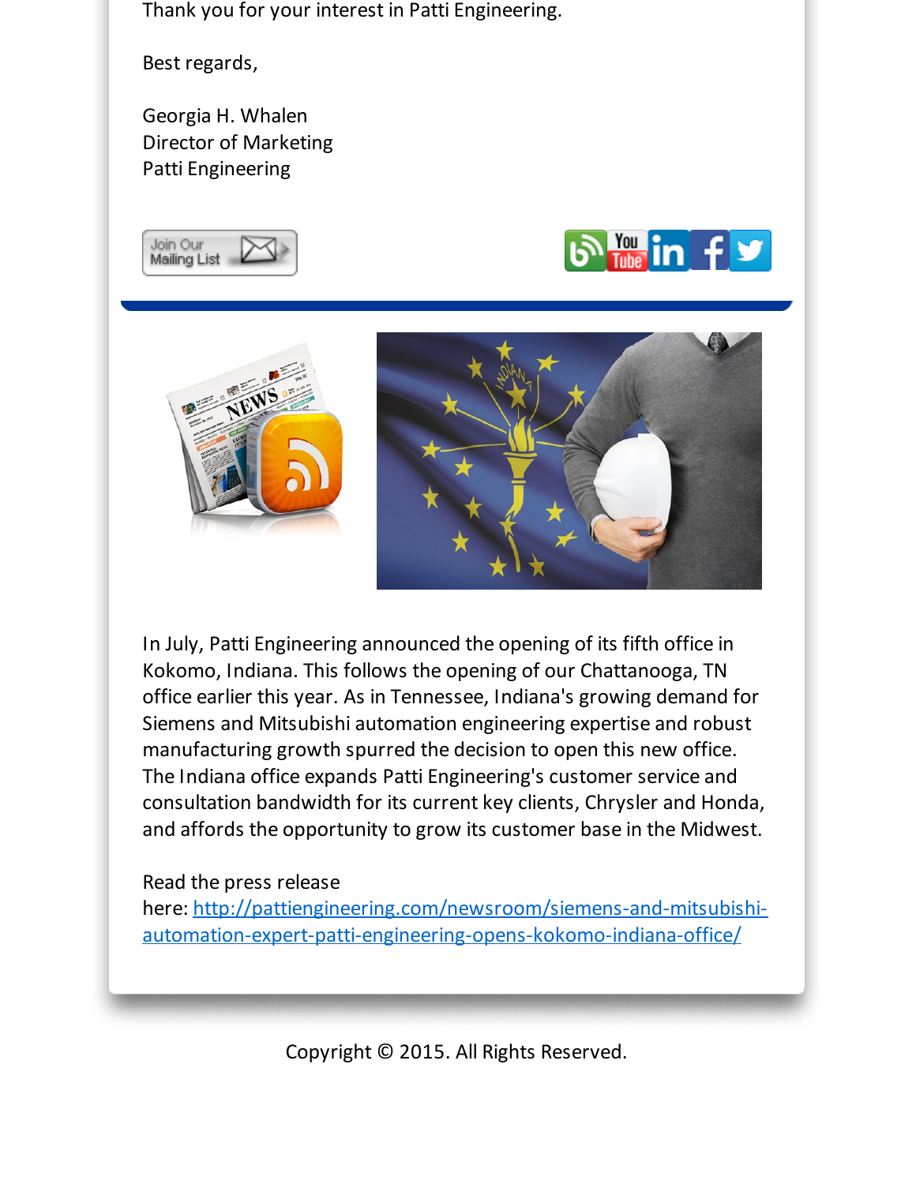Thank you for your interest in Patti Engineering.

Best regards,

Georgia H. Whalen
Director of Marketing
Patti Engineering

In July, Patti Engineering announced the opening of its fifth office in Kokomo, Indiana. This follows the opening of our Chattanooga, TN office earlier this year. As in Tennessee, Indiana's growing demand for Siemens and Mitsubishi automation engineering expertise and robust manufacturing growth spurred the decision to open this new office. The Indiana office expands Patti Engineering's customer service and consultation bandwidth for its current key clients, Chrysler and Honda, and affords the opportunity to grow its customer base in the Midwest.

Read the press release here: [http://pattiengineering.com/newsroom/siemens-and-mitsubishi-automation-expert-patti-engineering-opens-kokomo-indiana-office/](http://pattiengineering.com/newsroom/siemens-and-mitsubishi-automation-expert-patti-engineering-opens-kokomo-indiana-office/)

Copyright © 2015. All Rights Reserved.